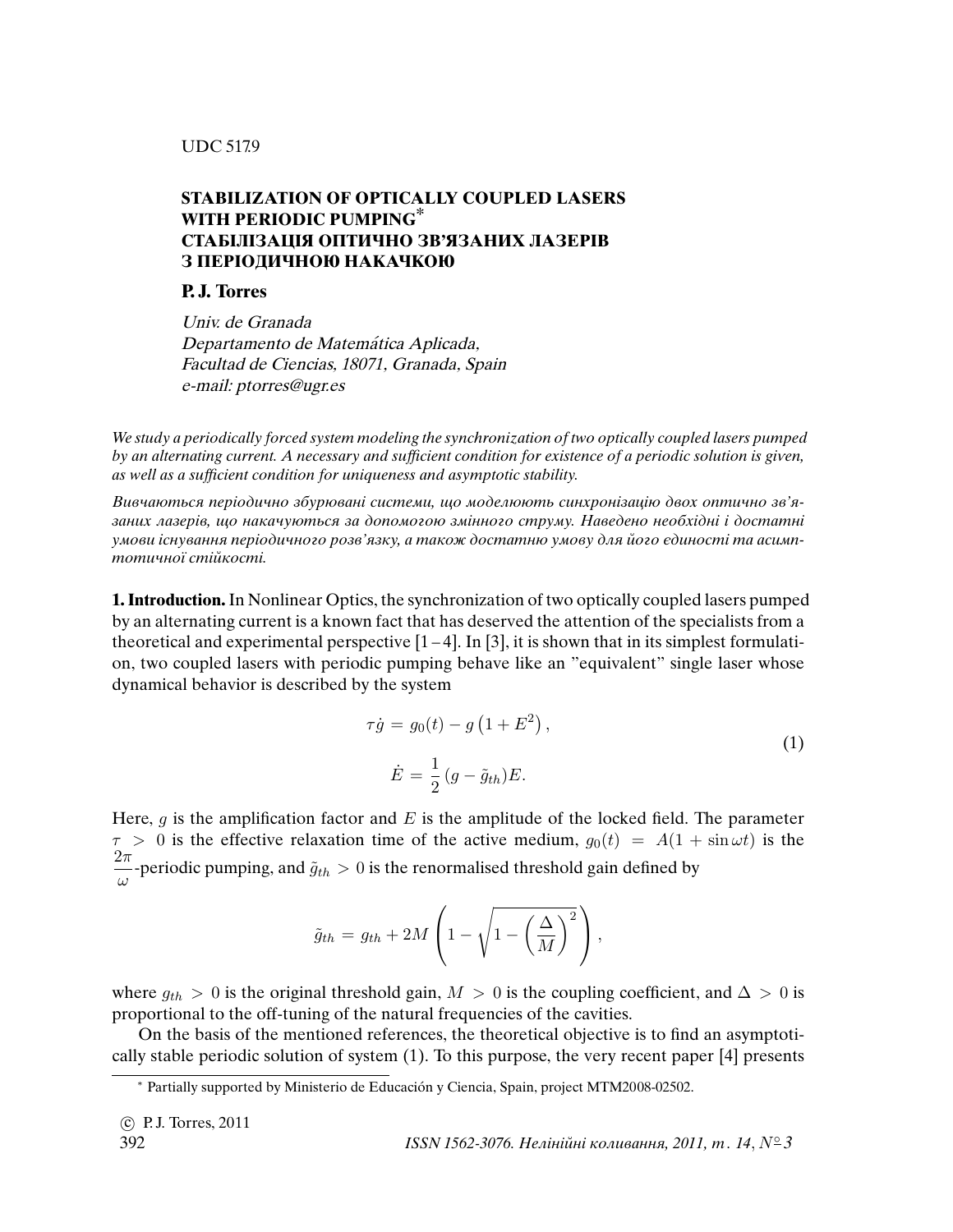UDC 517.9

# STABILIZATION OF OPTICALLY COUPLED LASERS WITH PERIODIC PUMPING*
# СТАБІЛІЗАЦІЯ ОПТИЧНО ЗВ'ЯЗАНИХ ЛАЗЕРІВ З ПЕРІОДИЧНОЮ НАКАЧКОЮ

**P. J. Torres**

*Univ. de Granada*
*Departamento de Matemática Aplicada,*
*Facultad de Ciencias, 18071, Granada, Spain*
*e-mail: ptorres@ugr.es*

*We study a periodically forced system modeling the synchronization of two optically coupled lasers pumped by an alternating current. A necessary and sufficient condition for existence of a periodic solution is given, as well as a sufficient condition for uniqueness and asymptotic stability.*

*Вивчаються періодично збурювані системи, що моделюють синхронізацію двох оптично зв'язаних лазерів, що накачуються за допомогою змінного струму. Наведено необхідні і достатні умови існування періодичного розв'язку, а також достатню умову для його єдиності та асимптотичної стійкості.*

**1. Introduction.** In Nonlinear Optics, the synchronization of two optically coupled lasers pumped by an alternating current is a known fact that has deserved the attention of the specialists from a theoretical and experimental perspective [1–4]. In [3], it is shown that in its simplest formulation, two coupled lasers with periodic pumping behave like an "equivalent" single laser whose dynamical behavior is described by the system

$$
\begin{aligned}
\tau \dot{g} &= g_0(t) - g\left(1 + E^2\right), \\
\dot{E} &= \frac{1}{2}\,(g - \tilde{g}_{th})E.
\end{aligned}
\tag{1}
$$

Here, $g$ is the amplification factor and $E$ is the amplitude of the locked field. The parameter $\tau > 0$ is the effective relaxation time of the active medium, $g_0(t) = A(1 + \sin \omega t)$ is the $\dfrac{2\pi}{\omega}$-periodic pumping, and $\tilde{g}_{th} > 0$ is the renormalised threshold gain defined by

$$
\tilde{g}_{th} = g_{th} + 2M \left( 1 - \sqrt{1 - \left(\frac{\Delta}{M}\right)^2} \right),
$$

where $g_{th} > 0$ is the original threshold gain, $M > 0$ is the coupling coefficient, and $\Delta > 0$ is proportional to the off-tuning of the natural frequencies of the cavities.

On the basis of the mentioned references, the theoretical objective is to find an asymptotically stable periodic solution of system (1). To this purpose, the very recent paper [4] presents

* Partially supported by Ministerio de Educación y Ciencia, Spain, project MTM2008-02502.

© P. J. Torres, 2011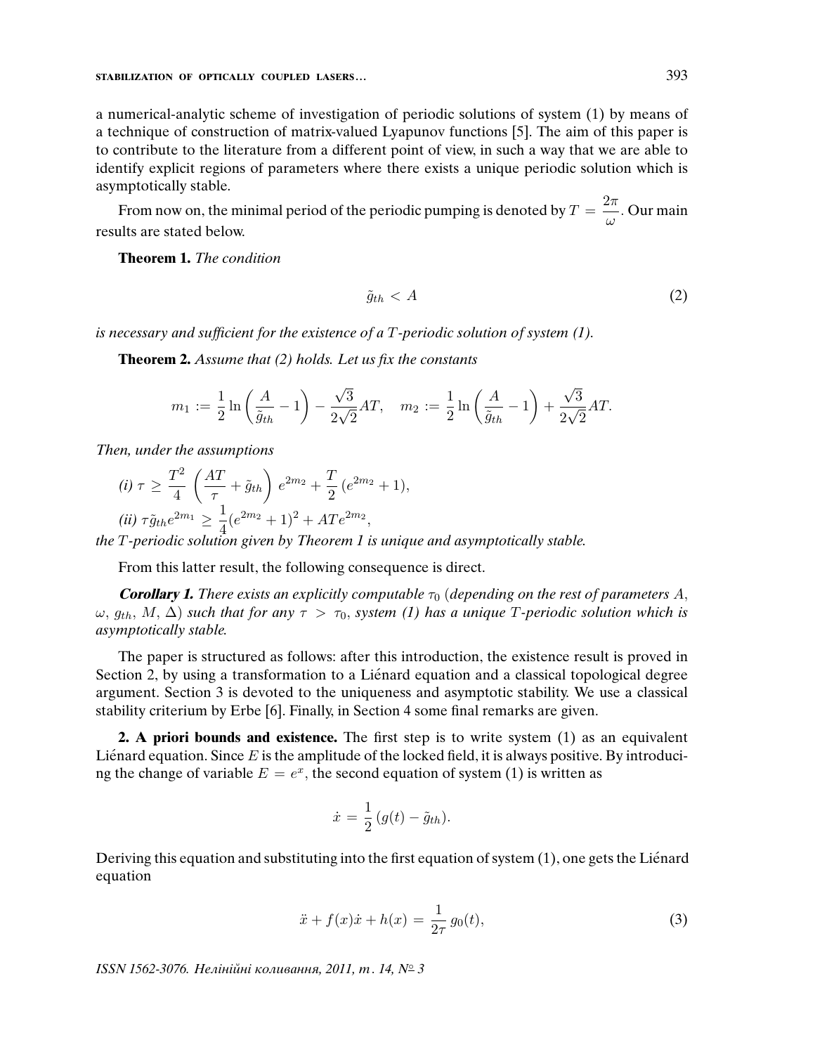a numerical-analytic scheme of investigation of periodic solutions of system (1) by means of a technique of construction of matrix-valued Lyapunov functions [5]. The aim of this paper is to contribute to the literature from a different point of view, in such a way that we are able to identify explicit regions of parameters where there exists a unique periodic solution which is asymptotically stable.

From now on, the minimal period of the periodic pumping is denoted by $T = \dfrac{2\pi}{\omega}$. Our main results are stated below.

**Theorem 1.** *The condition*

$$\tilde{g}_{th} < A \tag{2}$$

*is necessary and sufficient for the existence of a $T$-periodic solution of system (1).*

**Theorem 2.** *Assume that (2) holds. Let us fix the constants*

$$m_1 := \frac{1}{2}\ln\left(\frac{A}{\tilde{g}_{th}} - 1\right) - \frac{\sqrt{3}}{2\sqrt{2}}AT, \quad m_2 := \frac{1}{2}\ln\left(\frac{A}{\tilde{g}_{th}} - 1\right) + \frac{\sqrt{3}}{2\sqrt{2}}AT.$$

*Then, under the assumptions*

*(i)* $\tau \geq \dfrac{T^2}{4}\left(\dfrac{AT}{\tau} + \tilde{g}_{th}\right)e^{2m_2} + \dfrac{T}{2}(e^{2m_2} + 1)$,

*(ii)* $\tau \tilde{g}_{th} e^{2m_1} \geq \dfrac{1}{4}(e^{2m_2} + 1)^2 + AT e^{2m_2}$,

*the $T$-periodic solution given by Theorem 1 is unique and asymptotically stable.*

From this latter result, the following consequence is direct.

***Corollary 1.*** *There exists an explicitly computable $\tau_0$ (depending on the rest of parameters $A$, $\omega$, $g_{th}$, $M$, $\Delta$) such that for any $\tau > \tau_0$, system (1) has a unique $T$-periodic solution which is asymptotically stable.*

The paper is structured as follows: after this introduction, the existence result is proved in Section 2, by using a transformation to a Liénard equation and a classical topological degree argument. Section 3 is devoted to the uniqueness and asymptotic stability. We use a classical stability criterium by Erbe [6]. Finally, in Section 4 some final remarks are given.

**2. A priori bounds and existence.** The first step is to write system (1) as an equivalent Liénard equation. Since $E$ is the amplitude of the locked field, it is always positive. By introducing the change of variable $E = e^x$, the second equation of system (1) is written as

$$\dot{x} = \frac{1}{2}(g(t) - \tilde{g}_{th}).$$

Deriving this equation and substituting into the first equation of system (1), one gets the Liénard equation

$$\ddot{x} + f(x)\dot{x} + h(x) = \frac{1}{2\tau}g_0(t), \tag{3}$$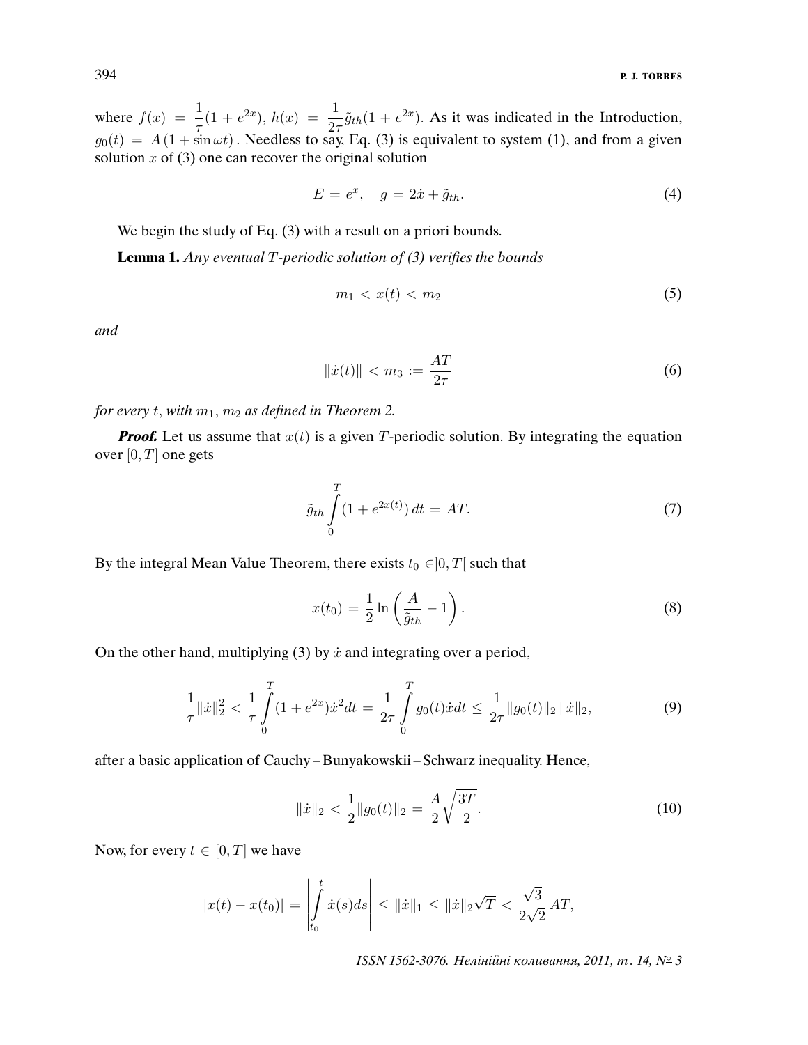where $f(x) = \dfrac{1}{\tau}(1+e^{2x})$, $h(x) = \dfrac{1}{2\tau}\tilde{g}_{th}(1+e^{2x})$. As it was indicated in the Introduction, $g_0(t) = A\,(1+\sin\omega t)$. Needless to say, Eq. (3) is equivalent to system (1), and from a given solution $x$ of (3) one can recover the original solution

$$E = e^x, \quad g = 2\dot{x} + \tilde{g}_{th}. \tag{4}$$

We begin the study of Eq. (3) with a result on a priori bounds.

**Lemma 1.** *Any eventual $T$-periodic solution of (3) verifies the bounds*

$$m_1 < x(t) < m_2 \tag{5}$$

*and*

$$\|\dot{x}(t)\| < m_3 := \frac{AT}{2\tau} \tag{6}$$

*for every $t$, with $m_1$, $m_2$ as defined in Theorem 2.*

***Proof.*** Let us assume that $x(t)$ is a given $T$-periodic solution. By integrating the equation over $[0,T]$ one gets

$$\tilde{g}_{th}\int\limits_0^T (1+e^{2x(t)})\,dt = AT. \tag{7}$$

By the integral Mean Value Theorem, there exists $t_0 \in ]0,T[$ such that

$$x(t_0) = \frac{1}{2}\ln\left(\frac{A}{\tilde{g}_{th}} - 1\right). \tag{8}$$

On the other hand, multiplying (3) by $\dot{x}$ and integrating over a period,

$$\frac{1}{\tau}\|\dot{x}\|_2^2 < \frac{1}{\tau}\int\limits_0^T (1+e^{2x})\dot{x}^2 dt = \frac{1}{2\tau}\int\limits_0^T g_0(t)\dot{x}dt \le \frac{1}{2\tau}\|g_0(t)\|_2\,\|\dot{x}\|_2, \tag{9}$$

after a basic application of Cauchy – Bunyakowskii – Schwarz inequality. Hence,

$$\|\dot{x}\|_2 < \frac{1}{2}\|g_0(t)\|_2 = \frac{A}{2}\sqrt{\frac{3T}{2}}. \tag{10}$$

Now, for every $t \in [0,T]$ we have

$$|x(t) - x(t_0)| = \left|\int\limits_{t_0}^t \dot{x}(s)ds\right| \le \|\dot{x}\|_1 \le \|\dot{x}\|_2\sqrt{T} < \frac{\sqrt{3}}{2\sqrt{2}}\,AT,$$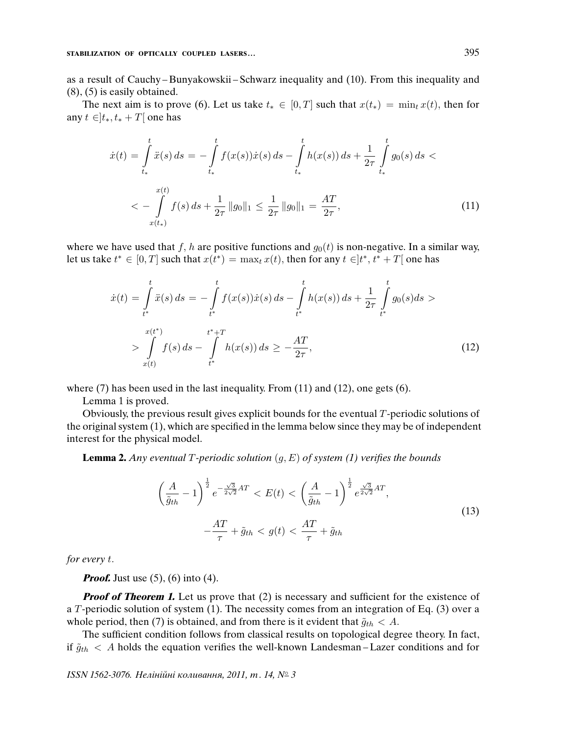as a result of Cauchy – Bunyakowskii – Schwarz inequality and (10). From this inequality and (8), (5) is easily obtained.

The next aim is to prove (6). Let us take $t_* \in [0, T]$ such that $x(t_*) = \min_t x(t)$, then for any $t \in ]t_*, t_* + T[$ one has

$$
\begin{aligned}
\dot{x}(t) = \int_{t_*}^{t} \ddot{x}(s)\, ds = -\int_{t_*}^{t} f(x(s))\dot{x}(s)\, ds - \int_{t_*}^{t} h(x(s))\, ds + \frac{1}{2\tau}\int_{t_*}^{t} g_0(s)\, ds < \\
< -\int_{x(t_*)}^{x(t)} f(s)\, ds + \frac{1}{2\tau}\|g_0\|_1 \leq \frac{1}{2\tau}\|g_0\|_1 = \frac{AT}{2\tau},
\end{aligned}
\tag{11}
$$

where we have used that $f$, $h$ are positive functions and $g_0(t)$ is non-negative. In a similar way, let us take $t^* \in [0, T]$ such that $x(t^*) = \max_t x(t)$, then for any $t \in ]t^*, t^* + T[$ one has

$$
\begin{aligned}
\dot{x}(t) = \int_{t^*}^{t} \ddot{x}(s)\, ds = -\int_{t^*}^{t} f(x(s))\dot{x}(s)\, ds - \int_{t^*}^{t} h(x(s))\, ds + \frac{1}{2\tau}\int_{t^*}^{t} g_0(s) ds > \\
> \int_{x(t)}^{x(t^*)} f(s)\, ds - \int_{t^*}^{t^*+T} h(x(s))\, ds \geq -\frac{AT}{2\tau},
\end{aligned}
\tag{12}
$$

where (7) has been used in the last inequality. From (11) and (12), one gets (6).

Lemma 1 is proved.

Obviously, the previous result gives explicit bounds for the eventual $T$-periodic solutions of the original system (1), which are specified in the lemma below since they may be of independent interest for the physical model.

**Lemma 2.** *Any eventual $T$-periodic solution $(g, E)$ of system (1) verifies the bounds*

$$
\begin{aligned}
\left(\frac{A}{\tilde{g}_{th}} - 1\right)^{\frac{1}{2}} e^{-\frac{\sqrt{3}}{2\sqrt{2}}AT} < E(t) < \left(\frac{A}{\tilde{g}_{th}} - 1\right)^{\frac{1}{2}} e^{\frac{\sqrt{3}}{2\sqrt{2}}AT}, \\
-\frac{AT}{\tau} + \tilde{g}_{th} < g(t) < \frac{AT}{\tau} + \tilde{g}_{th}
\end{aligned}
\tag{13}
$$

*for every $t$.*

***Proof.*** Just use (5), (6) into (4).

***Proof of Theorem 1.*** Let us prove that (2) is necessary and sufficient for the existence of a $T$-periodic solution of system (1). The necessity comes from an integration of Eq. (3) over a whole period, then (7) is obtained, and from there is it evident that $\tilde{g}_{th} < A$.

The sufficient condition follows from classical results on topological degree theory. In fact, if $\tilde{g}_{th} < A$ holds the equation verifies the well-known Landesman – Lazer conditions and for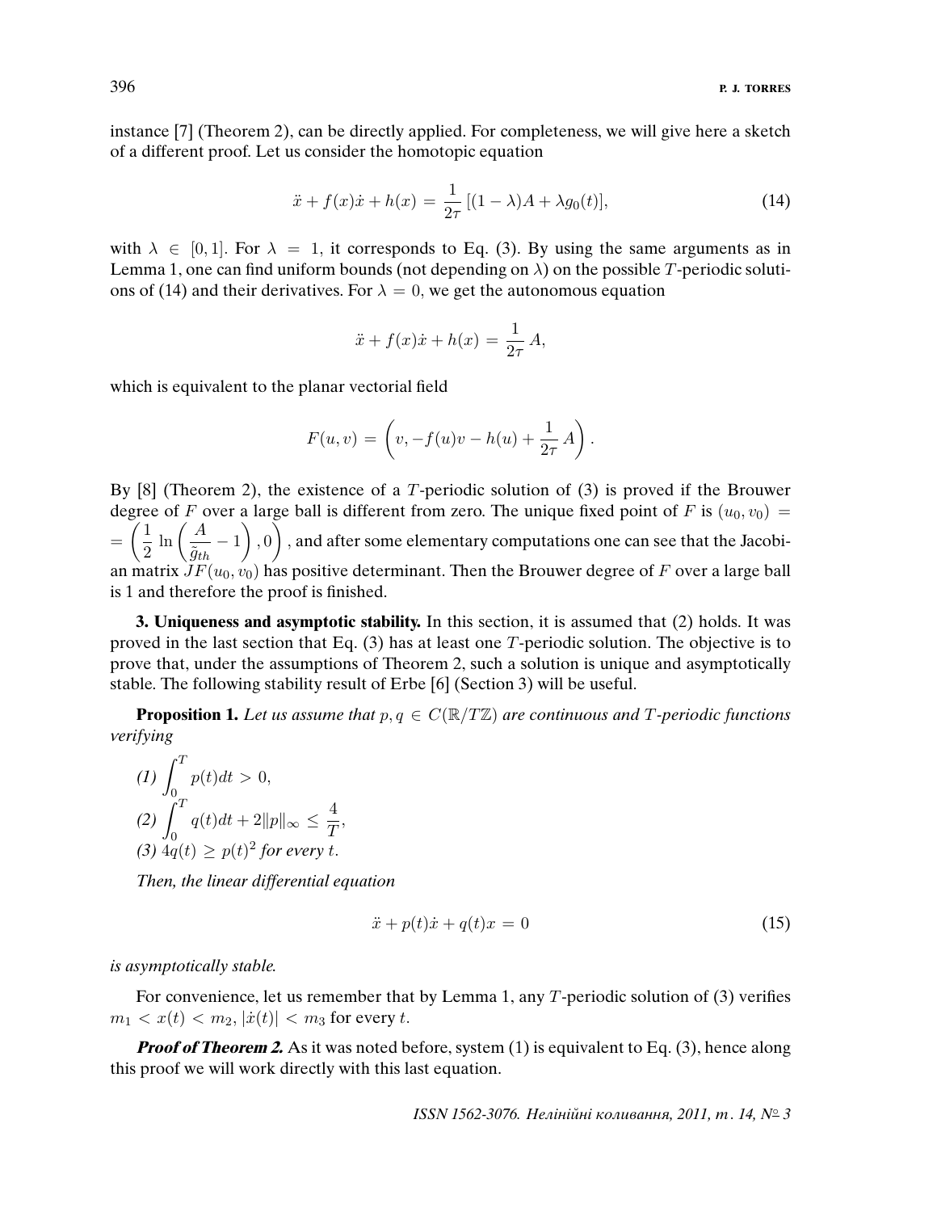instance [7] (Theorem 2), can be directly applied. For completeness, we will give here a sketch of a different proof. Let us consider the homotopic equation

$$\ddot{x} + f(x)\dot{x} + h(x) = \frac{1}{2\tau}\left[(1-\lambda)A + \lambda g_0(t)\right], \tag{14}$$

with $\lambda \in [0,1]$. For $\lambda = 1$, it corresponds to Eq. (3). By using the same arguments as in Lemma 1, one can find uniform bounds (not depending on $\lambda$) on the possible $T$-periodic solutions of (14) and their derivatives. For $\lambda = 0$, we get the autonomous equation

$$\ddot{x} + f(x)\dot{x} + h(x) = \frac{1}{2\tau}A,$$

which is equivalent to the planar vectorial field

$$F(u,v) = \left(v, -f(u)v - h(u) + \frac{1}{2\tau}A\right).$$

By [8] (Theorem 2), the existence of a $T$-periodic solution of (3) is proved if the Brouwer degree of $F$ over a large ball is different from zero. The unique fixed point of $F$ is $(u_0, v_0) = \left(\frac{1}{2}\ln\left(\frac{A}{\tilde{g}_{th}} - 1\right), 0\right)$, and after some elementary computations one can see that the Jacobian matrix $JF(u_0, v_0)$ has positive determinant. Then the Brouwer degree of $F$ over a large ball is 1 and therefore the proof is finished.

**3. Uniqueness and asymptotic stability.** In this section, it is assumed that (2) holds. It was proved in the last section that Eq. (3) has at least one $T$-periodic solution. The objective is to prove that, under the assumptions of Theorem 2, such a solution is unique and asymptotically stable. The following stability result of Erbe [6] (Section 3) will be useful.

**Proposition 1.** *Let us assume that $p, q \in C(\mathbb{R}/T\mathbb{Z})$ are continuous and $T$-periodic functions verifying*

*(1)* $\int_0^T p(t)dt > 0$,

*(2)* $\int_0^T q(t)dt + 2\|p\|_\infty \leq \frac{4}{T}$,

*(3)* $4q(t) \geq p(t)^2$ *for every* $t$.

*Then, the linear differential equation*

$$\ddot{x} + p(t)\dot{x} + q(t)x = 0 \tag{15}$$

*is asymptotically stable.*

For convenience, let us remember that by Lemma 1, any $T$-periodic solution of (3) verifies $m_1 < x(t) < m_2$, $|\dot{x}(t)| < m_3$ for every $t$.

***Proof of Theorem 2.*** As it was noted before, system (1) is equivalent to Eq. (3), hence along this proof we will work directly with this last equation.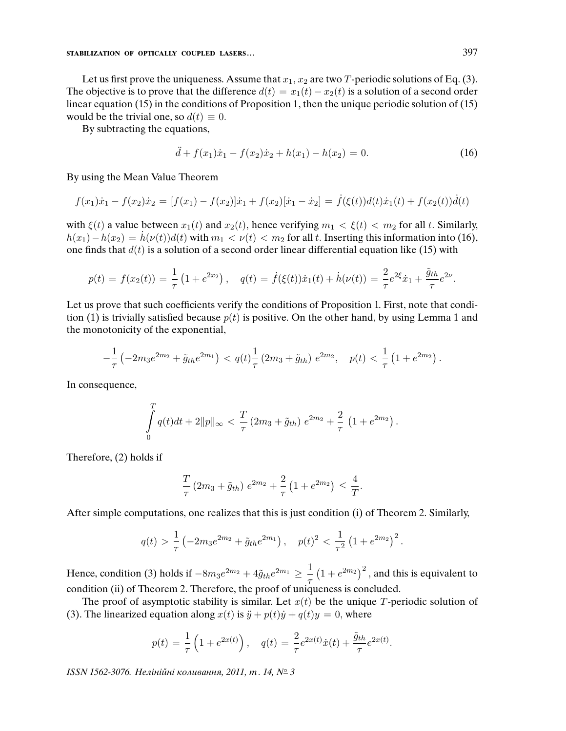Let us first prove the uniqueness. Assume that $x_1, x_2$ are two $T$-periodic solutions of Eq. (3). The objective is to prove that the difference $d(t) = x_1(t) - x_2(t)$ is a solution of a second order linear equation (15) in the conditions of Proposition 1, then the unique periodic solution of (15) would be the trivial one, so $d(t) \equiv 0$.

By subtracting the equations,

$$\ddot{d} + f(x_1)\dot{x}_1 - f(x_2)\dot{x}_2 + h(x_1) - h(x_2) = 0. \tag{16}$$

By using the Mean Value Theorem

$$f(x_1)\dot{x}_1 - f(x_2)\dot{x}_2 = [f(x_1) - f(x_2)]\dot{x}_1 + f(x_2)[\dot{x}_1 - \dot{x}_2] = \dot{f}(\xi(t))d(t)\dot{x}_1(t) + f(x_2(t))\dot{d}(t)$$

with $\xi(t)$ a value between $x_1(t)$ and $x_2(t)$, hence verifying $m_1 < \xi(t) < m_2$ for all $t$. Similarly, $h(x_1) - h(x_2) = \dot{h}(\nu(t))d(t)$ with $m_1 < \nu(t) < m_2$ for all $t$. Inserting this information into (16), one finds that $d(t)$ is a solution of a second order linear differential equation like (15) with

$$p(t) = f(x_2(t)) = \frac{1}{\tau}\left(1 + e^{2x_2}\right), \quad q(t) = \dot{f}(\xi(t))\dot{x}_1(t) + \dot{h}(\nu(t)) = \frac{2}{\tau}e^{2\xi}\dot{x}_1 + \frac{\tilde{g}_{th}}{\tau}e^{2\nu}.$$

Let us prove that such coefficients verify the conditions of Proposition 1. First, note that condition (1) is trivially satisfied because $p(t)$ is positive. On the other hand, by using Lemma 1 and the monotonicity of the exponential,

$$-\frac{1}{\tau}\left(-2m_3e^{2m_2} + \tilde{g}_{th}e^{2m_1}\right) < q(t)\frac{1}{\tau}\left(2m_3 + \tilde{g}_{th}\right)e^{2m_2}, \quad p(t) < \frac{1}{\tau}\left(1 + e^{2m_2}\right).$$

In consequence,

$$\int_0^T q(t)dt + 2\|p\|_\infty < \frac{T}{\tau}\left(2m_3 + \tilde{g}_{th}\right)e^{2m_2} + \frac{2}{\tau}\left(1 + e^{2m_2}\right).$$

Therefore, (2) holds if

$$\frac{T}{\tau}\left(2m_3 + \tilde{g}_{th}\right)e^{2m_2} + \frac{2}{\tau}\left(1 + e^{2m_2}\right) \le \frac{4}{T}.$$

After simple computations, one realizes that this is just condition (i) of Theorem 2. Similarly,

$$q(t) > \frac{1}{\tau}\left(-2m_3e^{2m_2} + \tilde{g}_{th}e^{2m_1}\right), \quad p(t)^2 < \frac{1}{\tau^2}\left(1 + e^{2m_2}\right)^2.$$

Hence, condition (3) holds if $-8m_3e^{2m_2} + 4\tilde{g}_{th}e^{2m_1} \ge \dfrac{1}{\tau}\left(1 + e^{2m_2}\right)^2$, and this is equivalent to condition (ii) of Theorem 2. Therefore, the proof of uniqueness is concluded.

The proof of asymptotic stability is similar. Let $x(t)$ be the unique $T$-periodic solution of (3). The linearized equation along $x(t)$ is $\ddot{y} + p(t)\dot{y} + q(t)y = 0$, where

$$p(t) = \frac{1}{\tau}\left(1 + e^{2x(t)}\right), \quad q(t) = \frac{2}{\tau}e^{2x(t)}\dot{x}(t) + \frac{\tilde{g}_{th}}{\tau}e^{2x(t)}.$$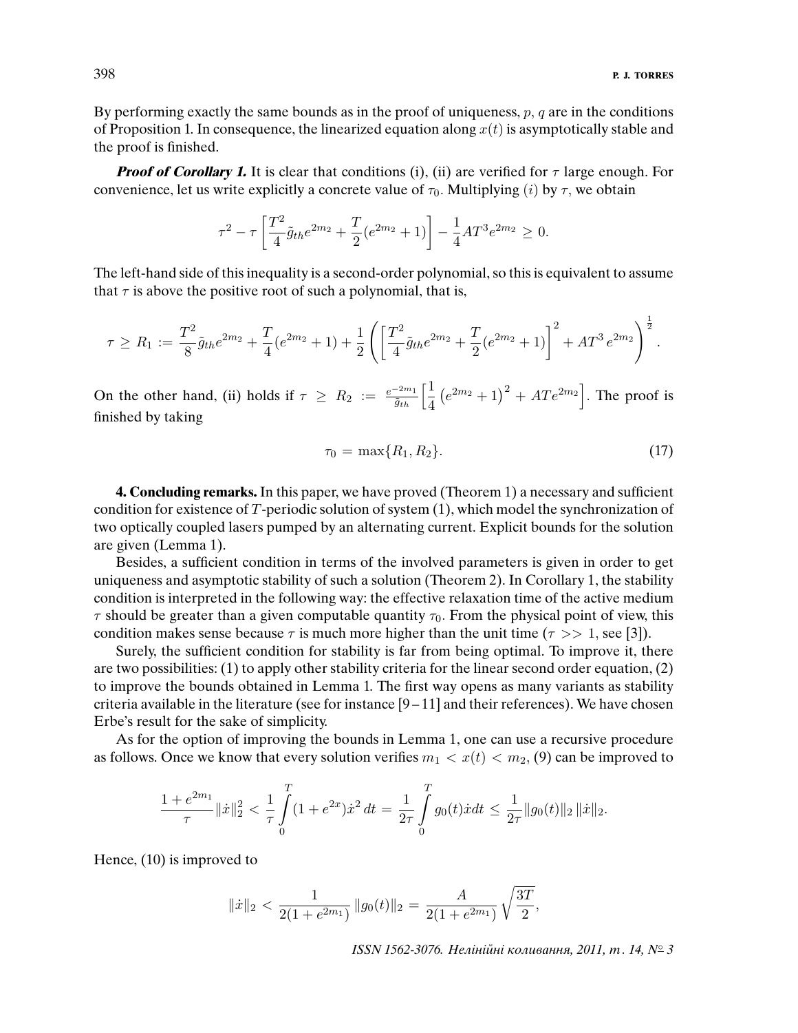By performing exactly the same bounds as in the proof of uniqueness, $p, q$ are in the conditions of Proposition 1. In consequence, the linearized equation along $x(t)$ is asymptotically stable and the proof is finished.

***Proof of Corollary 1.*** It is clear that conditions (i), (ii) are verified for $\tau$ large enough. For convenience, let us write explicitly a concrete value of $\tau_0$. Multiplying $(i)$ by $\tau$, we obtain

$$\tau^2 - \tau\left[\frac{T^2}{4}\tilde{g}_{th}e^{2m_2} + \frac{T}{2}(e^{2m_2}+1)\right] - \frac{1}{4}AT^3e^{2m_2} \geq 0.$$

The left-hand side of this inequality is a second-order polynomial, so this is equivalent to assume that $\tau$ is above the positive root of such a polynomial, that is,

$$\tau \geq R_1 := \frac{T^2}{8}\tilde{g}_{th}e^{2m_2} + \frac{T}{4}(e^{2m_2}+1) + \frac{1}{2}\left(\left[\frac{T^2}{4}\tilde{g}_{th}e^{2m_2} + \frac{T}{2}(e^{2m_2}+1)\right]^2 + AT^3\,e^{2m_2}\right)^{\frac{1}{2}}.$$

On the other hand, (ii) holds if $\tau \geq R_2 := \frac{e^{-2m_1}}{\tilde{g}_{th}}\left[\frac{1}{4}\left(e^{2m_2}+1\right)^2 + ATe^{2m_2}\right]$. The proof is finished by taking

$$\tau_0 = \max\{R_1, R_2\}. \tag{17}$$

**4. Concluding remarks.** In this paper, we have proved (Theorem 1) a necessary and sufficient condition for existence of $T$-periodic solution of system (1), which model the synchronization of two optically coupled lasers pumped by an alternating current. Explicit bounds for the solution are given (Lemma 1).

Besides, a sufficient condition in terms of the involved parameters is given in order to get uniqueness and asymptotic stability of such a solution (Theorem 2). In Corollary 1, the stability condition is interpreted in the following way: the effective relaxation time of the active medium $\tau$ should be greater than a given computable quantity $\tau_0$. From the physical point of view, this condition makes sense because $\tau$ is much more higher than the unit time ($\tau >> 1$, see [3]).

Surely, the sufficient condition for stability is far from being optimal. To improve it, there are two possibilities: (1) to apply other stability criteria for the linear second order equation, (2) to improve the bounds obtained in Lemma 1. The first way opens as many variants as stability criteria available in the literature (see for instance [9 – 11] and their references). We have chosen Erbe's result for the sake of simplicity.

As for the option of improving the bounds in Lemma 1, one can use a recursive procedure as follows. Once we know that every solution verifies $m_1 < x(t) < m_2$, (9) can be improved to

$$\frac{1+e^{2m_1}}{\tau}\|\dot{x}\|_2^2 < \frac{1}{\tau}\int_0^T (1+e^{2x})\dot{x}^2\,dt = \frac{1}{2\tau}\int_0^T g_0(t)\dot{x}dt \leq \frac{1}{2\tau}\|g_0(t)\|_2\,\|\dot{x}\|_2.$$

Hence, (10) is improved to

$$\|\dot{x}\|_2 < \frac{1}{2(1+e^{2m_1})}\,\|g_0(t)\|_2 = \frac{A}{2(1+e^{2m_1})}\sqrt{\frac{3T}{2}},$$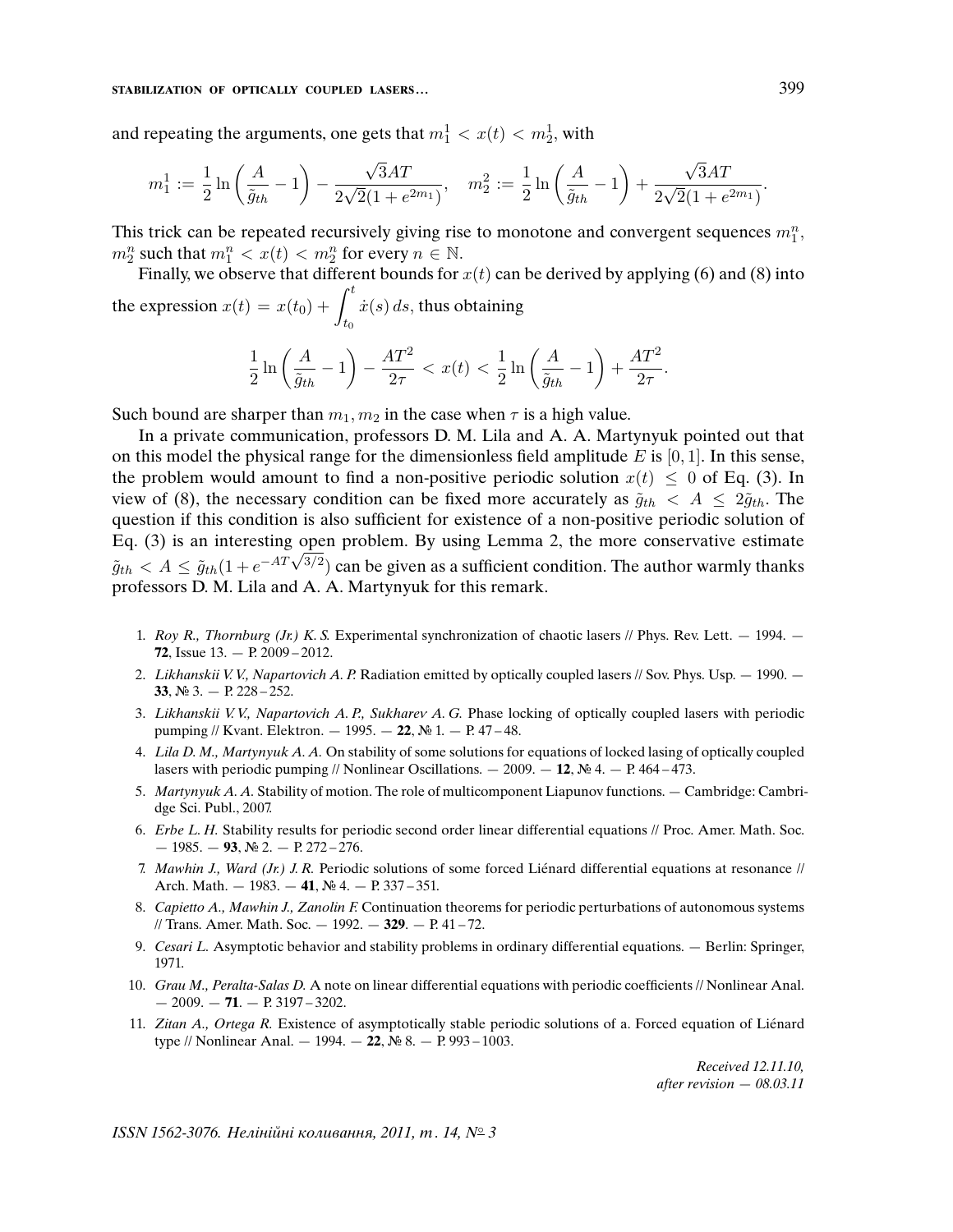and repeating the arguments, one gets that $m_1^1 < x(t) < m_2^1$, with

$$m_1^1 := \frac{1}{2}\ln\left(\frac{A}{\tilde{g}_{th}} - 1\right) - \frac{\sqrt{3}AT}{2\sqrt{2}(1+e^{2m_1})}, \quad m_2^1 := \frac{1}{2}\ln\left(\frac{A}{\tilde{g}_{th}} - 1\right) + \frac{\sqrt{3}AT}{2\sqrt{2}(1+e^{2m_1})}.$$

This trick can be repeated recursively giving rise to monotone and convergent sequences $m_1^n$, $m_2^n$ such that $m_1^n < x(t) < m_2^n$ for every $n \in \mathbb{N}$.

Finally, we observe that different bounds for $x(t)$ can be derived by applying (6) and (8) into the expression $x(t) = x(t_0) + \int_{t_0}^{t} \dot{x}(s)\,ds$, thus obtaining

$$\frac{1}{2}\ln\left(\frac{A}{\tilde{g}_{th}} - 1\right) - \frac{AT^2}{2\tau} < x(t) < \frac{1}{2}\ln\left(\frac{A}{\tilde{g}_{th}} - 1\right) + \frac{AT^2}{2\tau}.$$

Such bound are sharper than $m_1, m_2$ in the case when $\tau$ is a high value.

In a private communication, professors D. M. Lila and A. A. Martynyuk pointed out that on this model the physical range for the dimensionless field amplitude $E$ is $[0, 1]$. In this sense, the problem would amount to find a non-positive periodic solution $x(t) \le 0$ of Eq. (3). In view of (8), the necessary condition can be fixed more accurately as $\tilde{g}_{th} < A \le 2\tilde{g}_{th}$. The question if this condition is also sufficient for existence of a non-positive periodic solution of Eq. (3) is an interesting open problem. By using Lemma 2, the more conservative estimate $\tilde{g}_{th} < A \le \tilde{g}_{th}(1 + e^{-AT\sqrt{3/2}})$ can be given as a sufficient condition. The author warmly thanks professors D. M. Lila and A. A. Martynyuk for this remark.

1. *Roy R., Thornburg (Jr.) K. S.* Experimental synchronization of chaotic lasers // Phys. Rev. Lett. — 1994. — **72**, Issue 13. — P. 2009 – 2012.
2. *Likhanskii V. V., Napartovich A. P.* Radiation emitted by optically coupled lasers // Sov. Phys. Usp. — 1990. — **33**, № 3. — P. 228 – 252.
3. *Likhanskii V. V., Napartovich A. P., Sukharev A. G.* Phase locking of optically coupled lasers with periodic pumping // Kvant. Elektron. — 1995. — **22**, № 1. — P. 47 – 48.
4. *Lila D. M., Martynyuk A. A.* On stability of some solutions for equations of locked lasing of optically coupled lasers with periodic pumping // Nonlinear Oscillations. — 2009. — **12**, № 4. — P. 464 – 473.
5. *Martynyuk A. A.* Stability of motion. The role of multicomponent Liapunov functions. — Cambridge: Cambridge Sci. Publ., 2007.
6. *Erbe L. H.* Stability results for periodic second order linear differential equations // Proc. Amer. Math. Soc. — 1985. — **93**, № 2. — P. 272 – 276.
7. *Mawhin J., Ward (Jr.) J. R.* Periodic solutions of some forced Liénard differential equations at resonance // Arch. Math. — 1983. — **41**, № 4. — P. 337 – 351.
8. *Capietto A., Mawhin J., Zanolin F.* Continuation theorems for periodic perturbations of autonomous systems // Trans. Amer. Math. Soc. — 1992. — **329**. — P. 41 – 72.
9. *Cesari L.* Asymptotic behavior and stability problems in ordinary differential equations. — Berlin: Springer, 1971.
10. *Grau M., Peralta-Salas D.* A note on linear differential equations with periodic coefficients // Nonlinear Anal. — 2009. — **71**. — P. 3197 – 3202.
11. *Zitan A., Ortega R.* Existence of asymptotically stable periodic solutions of a. Forced equation of Liénard type // Nonlinear Anal. — 1994. — **22**, № 8. — P. 993 – 1003.

*Received 12.11.10,*
*after revision — 08.03.11*